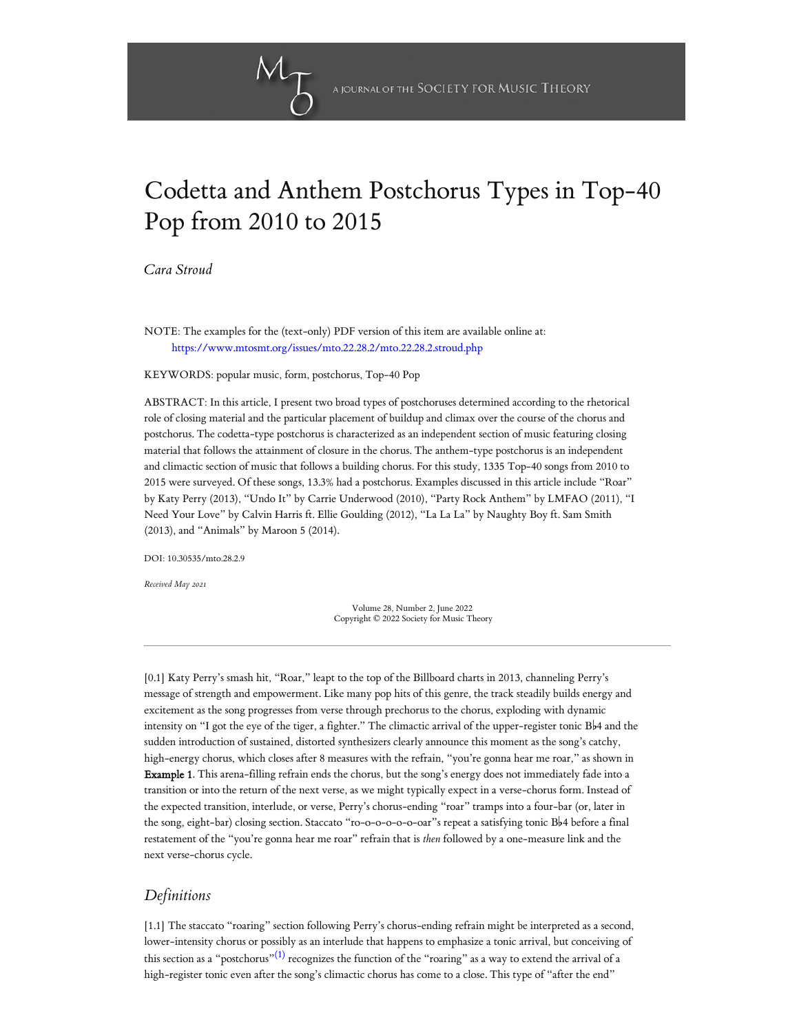# Codetta and Anthem Postchorus Types in Top-40 Pop from 2010 to 2015

*Cara Stroud*

NOTE: The examples for the (text-only) PDF version of this item are available online at:
https://www.mtosmt.org/issues/mto.22.28.2/mto.22.28.2.stroud.php

KEYWORDS: popular music, form, postchorus, Top-40 Pop

ABSTRACT: In this article, I present two broad types of postchoruses determined according to the rhetorical role of closing material and the particular placement of buildup and climax over the course of the chorus and postchorus. The codetta-type postchorus is characterized as an independent section of music featuring closing material that follows the attainment of closure in the chorus. The anthem-type postchorus is an independent and climactic section of music that follows a building chorus. For this study, 1335 Top-40 songs from 2010 to 2015 were surveyed. Of these songs, 13.3% had a postchorus. Examples discussed in this article include "Roar" by Katy Perry (2013), "Undo It" by Carrie Underwood (2010), "Party Rock Anthem" by LMFAO (2011), "I Need Your Love" by Calvin Harris ft. Ellie Goulding (2012), "La La La" by Naughty Boy ft. Sam Smith (2013), and "Animals" by Maroon 5 (2014).

DOI: 10.30535/mto.28.2.9

*Received May 2021*

Volume 28, Number 2, June 2022
Copyright © 2022 Society for Music Theory

---

[0.1] Katy Perry's smash hit, "Roar," leapt to the top of the Billboard charts in 2013, channeling Perry's message of strength and empowerment. Like many pop hits of this genre, the track steadily builds energy and excitement as the song progresses from verse through prechorus to the chorus, exploding with dynamic intensity on "I got the eye of the tiger, a fighter." The climactic arrival of the upper-register tonic B♭4 and the sudden introduction of sustained, distorted synthesizers clearly announce this moment as the song's catchy, high-energy chorus, which closes after 8 measures with the refrain, "you're gonna hear me roar," as shown in **Example 1**. This arena-filling refrain ends the chorus, but the song's energy does not immediately fade into a transition or into the return of the next verse, as we might typically expect in a verse-chorus form. Instead of the expected transition, interlude, or verse, Perry's chorus-ending "roar" tramps into a four-bar (or, later in the song, eight-bar) closing section. Staccato "ro-o-o-o-o-o-oar"s repeat a satisfying tonic B♭4 before a final restatement of the "you're gonna hear me roar" refrain that is *then* followed by a one-measure link and the next verse-chorus cycle.

## Definitions

[1.1] The staccato "roaring" section following Perry's chorus-ending refrain might be interpreted as a second, lower-intensity chorus or possibly as an interlude that happens to emphasize a tonic arrival, but conceiving of this section as a "postchorus"[(1)] recognizes the function of the "roaring" as a way to extend the arrival of a high-register tonic even after the song's climactic chorus has come to a close. This type of "after the end"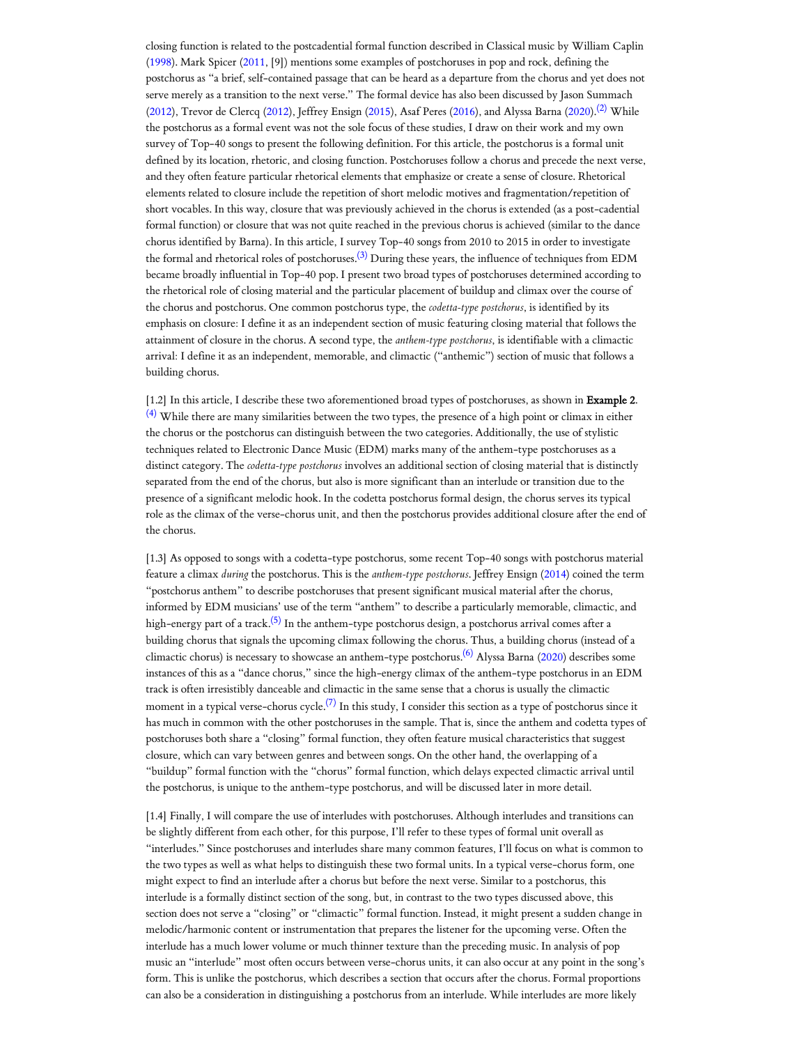closing function is related to the postcadential formal function described in Classical music by William Caplin (1998). Mark Spicer (2011, [9]) mentions some examples of postchoruses in pop and rock, defining the postchorus as "a brief, self-contained passage that can be heard as a departure from the chorus and yet does not serve merely as a transition to the next verse." The formal device has also been discussed by Jason Summach (2012), Trevor de Clercq (2012), Jeffrey Ensign (2015), Asaf Peres (2016), and Alyssa Barna (2020).[(2)] While the postchorus as a formal event was not the sole focus of these studies, I draw on their work and my own survey of Top-40 songs to present the following definition. For this article, the postchorus is a formal unit defined by its location, rhetoric, and closing function. Postchoruses follow a chorus and precede the next verse, and they often feature particular rhetorical elements that emphasize or create a sense of closure. Rhetorical elements related to closure include the repetition of short melodic motives and fragmentation/repetition of short vocables. In this way, closure that was previously achieved in the chorus is extended (as a post-cadential formal function) or closure that was not quite reached in the previous chorus is achieved (similar to the dance chorus identified by Barna). In this article, I survey Top-40 songs from 2010 to 2015 in order to investigate the formal and rhetorical roles of postchoruses.[(3)] During these years, the influence of techniques from EDM became broadly influential in Top-40 pop. I present two broad types of postchoruses determined according to the rhetorical role of closing material and the particular placement of buildup and climax over the course of the chorus and postchorus. One common postchorus type, the *codetta-type postchorus*, is identified by its emphasis on closure: I define it as an independent section of music featuring closing material that follows the attainment of closure in the chorus. A second type, the *anthem-type postchorus*, is identifiable with a climactic arrival: I define it as an independent, memorable, and climactic ("anthemic") section of music that follows a building chorus.

[1.2] In this article, I describe these two aforementioned broad types of postchoruses, as shown in **Example 2**.[(4)] While there are many similarities between the two types, the presence of a high point or climax in either the chorus or the postchorus can distinguish between the two categories. Additionally, the use of stylistic techniques related to Electronic Dance Music (EDM) marks many of the anthem-type postchoruses as a distinct category. The *codetta-type postchorus* involves an additional section of closing material that is distinctly separated from the end of the chorus, but also is more significant than an interlude or transition due to the presence of a significant melodic hook. In the codetta postchorus formal design, the chorus serves its typical role as the climax of the verse-chorus unit, and then the postchorus provides additional closure after the end of the chorus.

[1.3] As opposed to songs with a codetta-type postchorus, some recent Top-40 songs with postchorus material feature a climax *during* the postchorus. This is the *anthem-type postchorus*. Jeffrey Ensign (2014) coined the term "postchorus anthem" to describe postchoruses that present significant musical material after the chorus, informed by EDM musicians' use of the term "anthem" to describe a particularly memorable, climactic, and high-energy part of a track.[(5)] In the anthem-type postchorus design, a postchorus arrival comes after a building chorus that signals the upcoming climax following the chorus. Thus, a building chorus (instead of a climactic chorus) is necessary to showcase an anthem-type postchorus.[(6)] Alyssa Barna (2020) describes some instances of this as a "dance chorus," since the high-energy climax of the anthem-type postchorus in an EDM track is often irresistibly danceable and climactic in the same sense that a chorus is usually the climactic moment in a typical verse-chorus cycle.[(7)] In this study, I consider this section as a type of postchorus since it has much in common with the other postchoruses in the sample. That is, since the anthem and codetta types of postchoruses both share a "closing" formal function, they often feature musical characteristics that suggest closure, which can vary between genres and between songs. On the other hand, the overlapping of a "buildup" formal function with the "chorus" formal function, which delays expected climactic arrival until the postchorus, is unique to the anthem-type postchorus, and will be discussed later in more detail.

[1.4] Finally, I will compare the use of interludes with postchoruses. Although interludes and transitions can be slightly different from each other, for this purpose, I'll refer to these types of formal unit overall as "interludes." Since postchoruses and interludes share many common features, I'll focus on what is common to the two types as well as what helps to distinguish these two formal units. In a typical verse-chorus form, one might expect to find an interlude after a chorus but before the next verse. Similar to a postchorus, this interlude is a formally distinct section of the song, but, in contrast to the two types discussed above, this section does not serve a "closing" or "climactic" formal function. Instead, it might present a sudden change in melodic/harmonic content or instrumentation that prepares the listener for the upcoming verse. Often the interlude has a much lower volume or much thinner texture than the preceding music. In analysis of pop music an "interlude" most often occurs between verse-chorus units, it can also occur at any point in the song's form. This is unlike the postchorus, which describes a section that occurs after the chorus. Formal proportions can also be a consideration in distinguishing a postchorus from an interlude. While interludes are more likely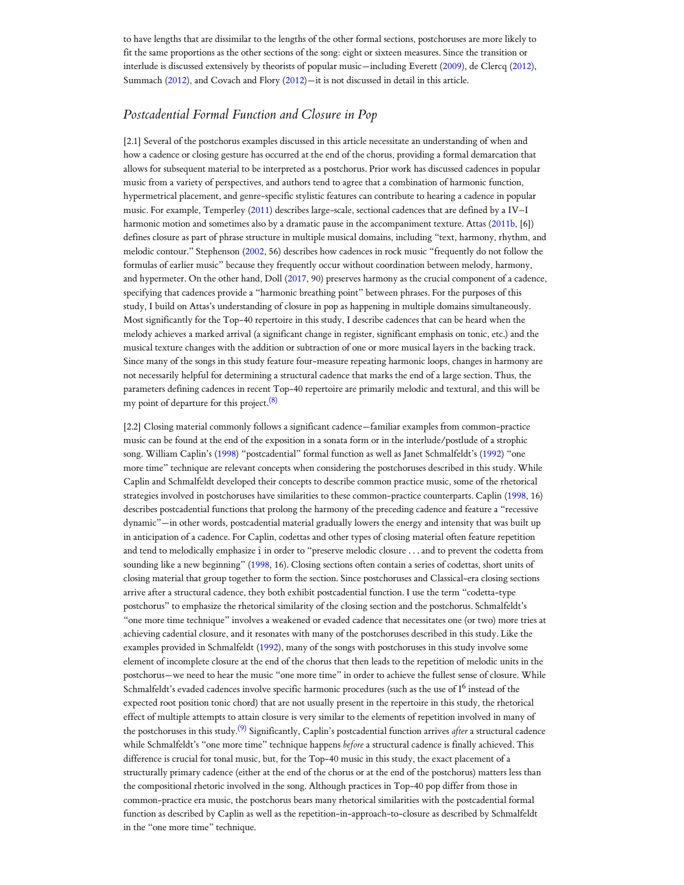to have lengths that are dissimilar to the lengths of the other formal sections, postchoruses are more likely to fit the same proportions as the other sections of the song: eight or sixteen measures. Since the transition or interlude is discussed extensively by theorists of popular music—including Everett (2009), de Clercq (2012), Summach (2012), and Covach and Flory (2012)—it is not discussed in detail in this article.

## *Postcadential Formal Function and Closure in Pop*

[2.1] Several of the postchorus examples discussed in this article necessitate an understanding of when and how a cadence or closing gesture has occurred at the end of the chorus, providing a formal demarcation that allows for subsequent material to be interpreted as a postchorus. Prior work has discussed cadences in popular music from a variety of perspectives, and authors tend to agree that a combination of harmonic function, hypermetrical placement, and genre-specific stylistic features can contribute to hearing a cadence in popular music. For example, Temperley (2011) describes large-scale, sectional cadences that are defined by a IV–I harmonic motion and sometimes also by a dramatic pause in the accompaniment texture. Attas (2011b, [6]) defines closure as part of phrase structure in multiple musical domains, including "text, harmony, rhythm, and melodic contour." Stephenson (2002, 56) describes how cadences in rock music "frequently do not follow the formulas of earlier music" because they frequently occur without coordination between melody, harmony, and hypermeter. On the other hand, Doll (2017, 90) preserves harmony as the crucial component of a cadence, specifying that cadences provide a "harmonic breathing point" between phrases. For the purposes of this study, I build on Attas's understanding of closure in pop as happening in multiple domains simultaneously. Most significantly for the Top-40 repertoire in this study, I describe cadences that can be heard when the melody achieves a marked arrival (a significant change in register, significant emphasis on tonic, etc.) and the musical texture changes with the addition or subtraction of one or more musical layers in the backing track. Since many of the songs in this study feature four-measure repeating harmonic loops, changes in harmony are not necessarily helpful for determining a structural cadence that marks the end of a large section. Thus, the parameters defining cadences in recent Top-40 repertoire are primarily melodic and textural, and this will be my point of departure for this project.[(8)]

[2.2] Closing material commonly follows a significant cadence—familiar examples from common-practice music can be found at the end of the exposition in a sonata form or in the interlude/postlude of a strophic song. William Caplin's (1998) "postcadential" formal function as well as Janet Schmalfeldt's (1992) "one more time" technique are relevant concepts when considering the postchoruses described in this study. While Caplin and Schmalfeldt developed their concepts to describe common practice music, some of the rhetorical strategies involved in postchoruses have similarities to these common-practice counterparts. Caplin (1998, 16) describes postcadential functions that prolong the harmony of the preceding cadence and feature a "recessive dynamic"—in other words, postcadential material gradually lowers the energy and intensity that was built up in anticipation of a cadence. For Caplin, codettas and other types of closing material often feature repetition and tend to melodically emphasize $\hat{1}$ in order to "preserve melodic closure . . . and to prevent the codetta from sounding like a new beginning" (1998, 16). Closing sections often contain a series of codettas, short units of closing material that group together to form the section. Since postchoruses and Classical-era closing sections arrive after a structural cadence, they both exhibit postcadential function. I use the term "codetta-type postchorus" to emphasize the rhetorical similarity of the closing section and the postchorus. Schmalfeldt's "one more time technique" involves a weakened or evaded cadence that necessitates one (or two) more tries at achieving cadential closure, and it resonates with many of the postchoruses described in this study. Like the examples provided in Schmalfeldt (1992), many of the songs with postchoruses in this study involve some element of incomplete closure at the end of the chorus that then leads to the repetition of melodic units in the postchorus—we need to hear the music "one more time" in order to achieve the fullest sense of closure. While Schmalfeldt's evaded cadences involve specific harmonic procedures (such as the use of $I^6$ instead of the expected root position tonic chord) that are not usually present in the repertoire in this study, the rhetorical effect of multiple attempts to attain closure is very similar to the elements of repetition involved in many of the postchoruses in this study.[(9)] Significantly, Caplin's postcadential function arrives *after* a structural cadence while Schmalfeldt's "one more time" technique happens *before* a structural cadence is finally achieved. This difference is crucial for tonal music, but, for the Top-40 music in this study, the exact placement of a structurally primary cadence (either at the end of the chorus or at the end of the postchorus) matters less than the compositional rhetoric involved in the song. Although practices in Top-40 pop differ from those in common-practice era music, the postchorus bears many rhetorical similarities with the postcadential formal function as described by Caplin as well as the repetition-in-approach-to-closure as described by Schmalfeldt in the "one more time" technique.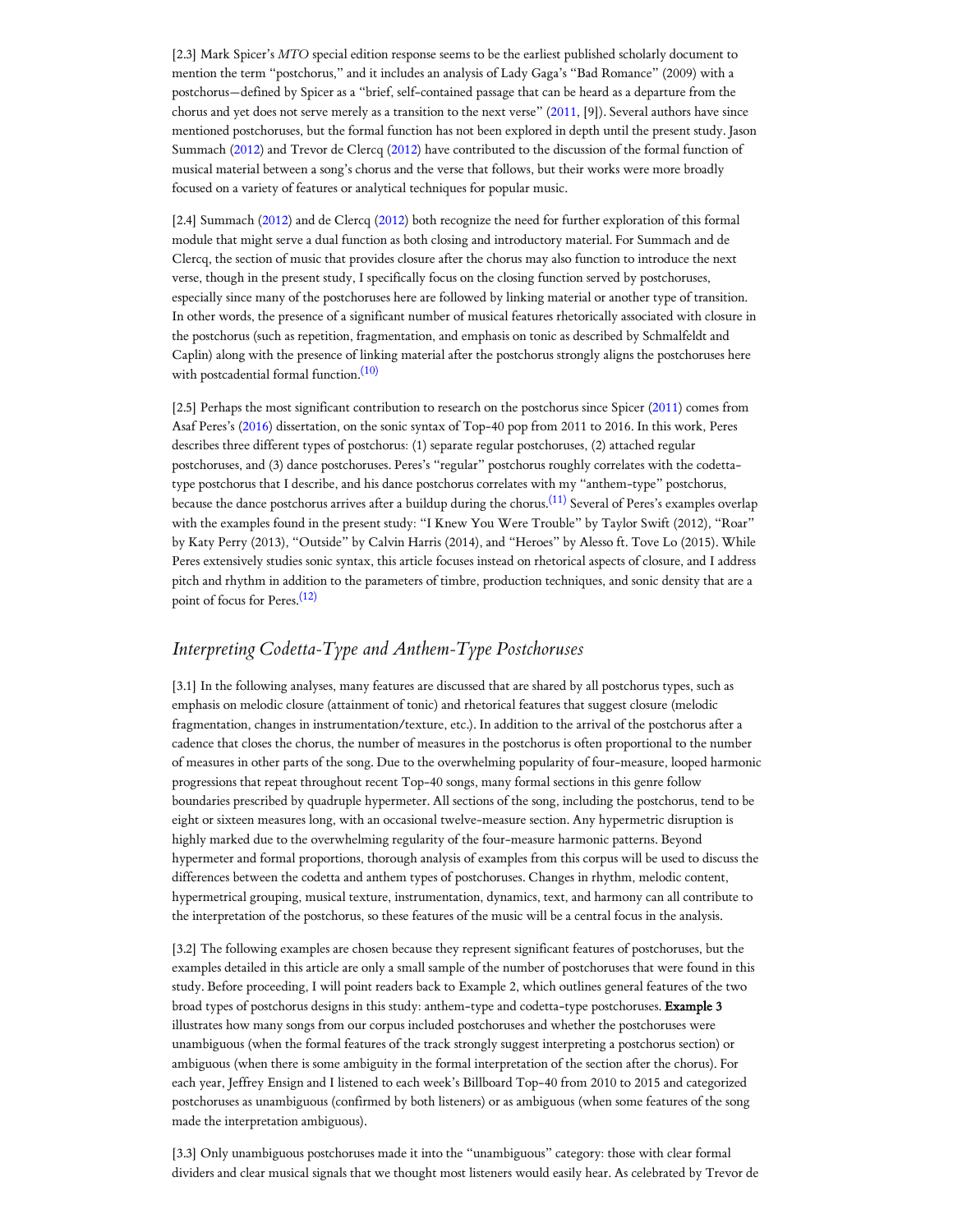[2.3] Mark Spicer's *MTO* special edition response seems to be the earliest published scholarly document to mention the term "postchorus," and it includes an analysis of Lady Gaga's "Bad Romance" (2009) with a postchorus—defined by Spicer as a "brief, self-contained passage that can be heard as a departure from the chorus and yet does not serve merely as a transition to the next verse" (2011, [9]). Several authors have since mentioned postchoruses, but the formal function has not been explored in depth until the present study. Jason Summach (2012) and Trevor de Clercq (2012) have contributed to the discussion of the formal function of musical material between a song's chorus and the verse that follows, but their works were more broadly focused on a variety of features or analytical techniques for popular music.

[2.4] Summach (2012) and de Clercq (2012) both recognize the need for further exploration of this formal module that might serve a dual function as both closing and introductory material. For Summach and de Clercq, the section of music that provides closure after the chorus may also function to introduce the next verse, though in the present study, I specifically focus on the closing function served by postchoruses, especially since many of the postchoruses here are followed by linking material or another type of transition. In other words, the presence of a significant number of musical features rhetorically associated with closure in the postchorus (such as repetition, fragmentation, and emphasis on tonic as described by Schmalfeldt and Caplin) along with the presence of linking material after the postchorus strongly aligns the postchoruses here with postcadential formal function.[10]

[2.5] Perhaps the most significant contribution to research on the postchorus since Spicer (2011) comes from Asaf Peres's (2016) dissertation, on the sonic syntax of Top-40 pop from 2011 to 2016. In this work, Peres describes three different types of postchorus: (1) separate regular postchoruses, (2) attached regular postchoruses, and (3) dance postchoruses. Peres's "regular" postchorus roughly correlates with the codetta-type postchorus that I describe, and his dance postchorus correlates with my "anthem-type" postchorus, because the dance postchorus arrives after a buildup during the chorus.[11] Several of Peres's examples overlap with the examples found in the present study: "I Knew You Were Trouble" by Taylor Swift (2012), "Roar" by Katy Perry (2013), "Outside" by Calvin Harris (2014), and "Heroes" by Alesso ft. Tove Lo (2015). While Peres extensively studies sonic syntax, this article focuses instead on rhetorical aspects of closure, and I address pitch and rhythm in addition to the parameters of timbre, production techniques, and sonic density that are a point of focus for Peres.[12]

## *Interpreting Codetta-Type and Anthem-Type Postchoruses*

[3.1] In the following analyses, many features are discussed that are shared by all postchorus types, such as emphasis on melodic closure (attainment of tonic) and rhetorical features that suggest closure (melodic fragmentation, changes in instrumentation/texture, etc.). In addition to the arrival of the postchorus after a cadence that closes the chorus, the number of measures in the postchorus is often proportional to the number of measures in other parts of the song. Due to the overwhelming popularity of four-measure, looped harmonic progressions that repeat throughout recent Top-40 songs, many formal sections in this genre follow boundaries prescribed by quadruple hypermeter. All sections of the song, including the postchorus, tend to be eight or sixteen measures long, with an occasional twelve-measure section. Any hypermetric disruption is highly marked due to the overwhelming regularity of the four-measure harmonic patterns. Beyond hypermeter and formal proportions, thorough analysis of examples from this corpus will be used to discuss the differences between the codetta and anthem types of postchoruses. Changes in rhythm, melodic content, hypermetrical grouping, musical texture, instrumentation, dynamics, text, and harmony can all contribute to the interpretation of the postchorus, so these features of the music will be a central focus in the analysis.

[3.2] The following examples are chosen because they represent significant features of postchoruses, but the examples detailed in this article are only a small sample of the number of postchoruses that were found in this study. Before proceeding, I will point readers back to Example 2, which outlines general features of the two broad types of postchorus designs in this study: anthem-type and codetta-type postchoruses. **Example 3** illustrates how many songs from our corpus included postchoruses and whether the postchoruses were unambiguous (when the formal features of the track strongly suggest interpreting a postchorus section) or ambiguous (when there is some ambiguity in the formal interpretation of the section after the chorus). For each year, Jeffrey Ensign and I listened to each week's Billboard Top-40 from 2010 to 2015 and categorized postchoruses as unambiguous (confirmed by both listeners) or as ambiguous (when some features of the song made the interpretation ambiguous).

[3.3] Only unambiguous postchoruses made it into the "unambiguous" category: those with clear formal dividers and clear musical signals that we thought most listeners would easily hear. As celebrated by Trevor de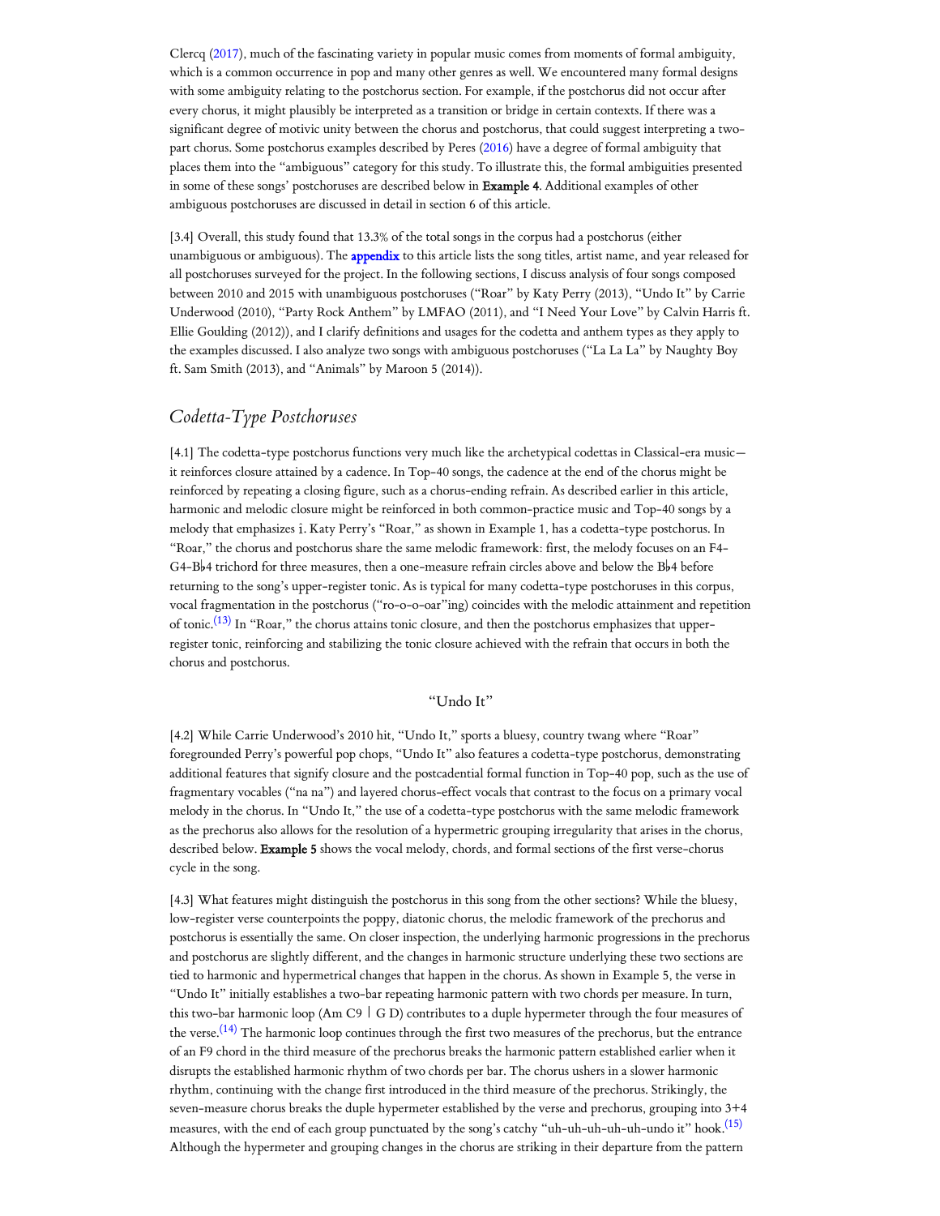Clercq (2017), much of the fascinating variety in popular music comes from moments of formal ambiguity, which is a common occurrence in pop and many other genres as well. We encountered many formal designs with some ambiguity relating to the postchorus section. For example, if the postchorus did not occur after every chorus, it might plausibly be interpreted as a transition or bridge in certain contexts. If there was a significant degree of motivic unity between the chorus and postchorus, that could suggest interpreting a two-part chorus. Some postchorus examples described by Peres (2016) have a degree of formal ambiguity that places them into the "ambiguous" category for this study. To illustrate this, the formal ambiguities presented in some of these songs' postchoruses are described below in **Example 4**. Additional examples of other ambiguous postchoruses are discussed in detail in section 6 of this article.

[3.4] Overall, this study found that 13.3% of the total songs in the corpus had a postchorus (either unambiguous or ambiguous). The appendix to this article lists the song titles, artist name, and year released for all postchoruses surveyed for the project. In the following sections, I discuss analysis of four songs composed between 2010 and 2015 with unambiguous postchoruses ("Roar" by Katy Perry (2013), "Undo It" by Carrie Underwood (2010), "Party Rock Anthem" by LMFAO (2011), and "I Need Your Love" by Calvin Harris ft. Ellie Goulding (2012)), and I clarify definitions and usages for the codetta and anthem types as they apply to the examples discussed. I also analyze two songs with ambiguous postchoruses ("La La La" by Naughty Boy ft. Sam Smith (2013), and "Animals" by Maroon 5 (2014)).

## *Codetta-Type Postchoruses*

[4.1] The codetta-type postchorus functions very much like the archetypical codettas in Classical-era music—it reinforces closure attained by a cadence. In Top-40 songs, the cadence at the end of the chorus might be reinforced by repeating a closing figure, such as a chorus-ending refrain. As described earlier in this article, harmonic and melodic closure might be reinforced in both common-practice music and Top-40 songs by a melody that emphasizes $\hat{1}$. Katy Perry's "Roar," as shown in Example 1, has a codetta-type postchorus. In "Roar," the chorus and postchorus share the same melodic framework: first, the melody focuses on an F4–G4–B♭4 trichord for three measures, then a one-measure refrain circles above and below the B♭4 before returning to the song's upper-register tonic. As is typical for many codetta-type postchoruses in this corpus, vocal fragmentation in the postchorus ("ro-o-o-oar"ing) coincides with the melodic attainment and repetition of tonic.[13] In "Roar," the chorus attains tonic closure, and then the postchorus emphasizes that upper-register tonic, reinforcing and stabilizing the tonic closure achieved with the refrain that occurs in both the chorus and postchorus.

### "Undo It"

[4.2] While Carrie Underwood's 2010 hit, "Undo It," sports a bluesy, country twang where "Roar" foregrounded Perry's powerful pop chops, "Undo It" also features a codetta-type postchorus, demonstrating additional features that signify closure and the postcadential formal function in Top-40 pop, such as the use of fragmentary vocables ("na na") and layered chorus-effect vocals that contrast to the focus on a primary vocal melody in the chorus. In "Undo It," the use of a codetta-type postchorus with the same melodic framework as the prechorus also allows for the resolution of a hypermetric grouping irregularity that arises in the chorus, described below. **Example 5** shows the vocal melody, chords, and formal sections of the first verse-chorus cycle in the song.

[4.3] What features might distinguish the postchorus in this song from the other sections? While the bluesy, low-register verse counterpoints the poppy, diatonic chorus, the melodic framework of the prechorus and postchorus is essentially the same. On closer inspection, the underlying harmonic progressions in the prechorus and postchorus are slightly different, and the changes in harmonic structure underlying these two sections are tied to harmonic and hypermetrical changes that happen in the chorus. As shown in Example 5, the verse in "Undo It" initially establishes a two-bar repeating harmonic pattern with two chords per measure. In turn, this two-bar harmonic loop (Am C9 | G D) contributes to a duple hypermeter through the four measures of the verse.[14] The harmonic loop continues through the first two measures of the prechorus, but the entrance of an F9 chord in the third measure of the prechorus breaks the harmonic pattern established earlier when it disrupts the established harmonic rhythm of two chords per bar. The chorus ushers in a slower harmonic rhythm, continuing with the change first introduced in the third measure of the prechorus. Strikingly, the seven-measure chorus breaks the duple hypermeter established by the verse and prechorus, grouping into 3+4 measures, with the end of each group punctuated by the song's catchy "uh-uh-uh-uh-uh-undo it" hook.[15] Although the hypermeter and grouping changes in the chorus are striking in their departure from the pattern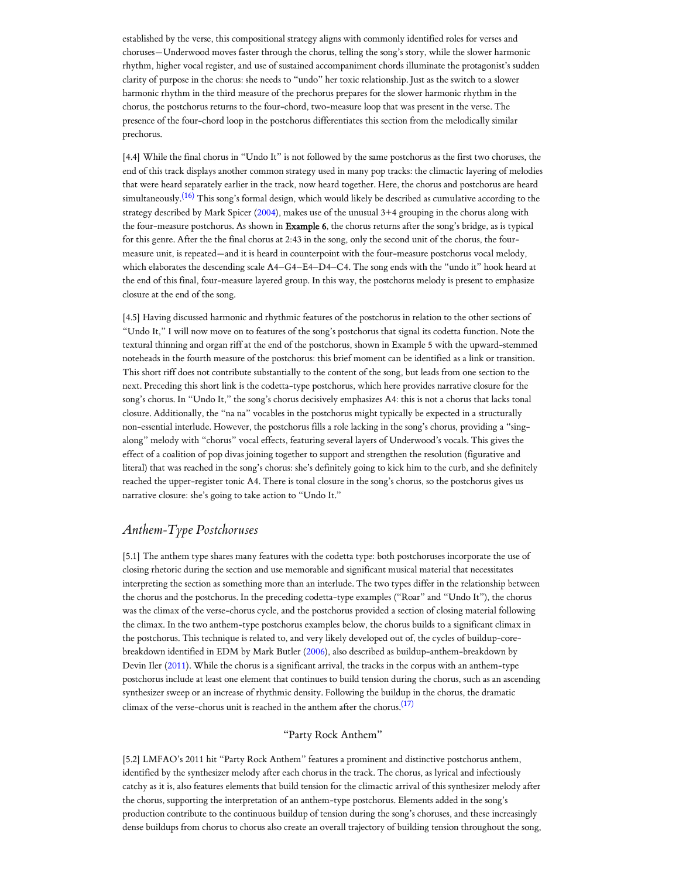established by the verse, this compositional strategy aligns with commonly identified roles for verses and choruses—Underwood moves faster through the chorus, telling the song's story, while the slower harmonic rhythm, higher vocal register, and use of sustained accompaniment chords illuminate the protagonist's sudden clarity of purpose in the chorus: she needs to "undo" her toxic relationship. Just as the switch to a slower harmonic rhythm in the third measure of the prechorus prepares for the slower harmonic rhythm in the chorus, the postchorus returns to the four-chord, two-measure loop that was present in the verse. The presence of the four-chord loop in the postchorus differentiates this section from the melodically similar prechorus.

[4.4] While the final chorus in "Undo It" is not followed by the same postchorus as the first two choruses, the end of this track displays another common strategy used in many pop tracks: the climactic layering of melodies that were heard separately earlier in the track, now heard together. Here, the chorus and postchorus are heard simultaneously.[16] This song's formal design, which would likely be described as cumulative according to the strategy described by Mark Spicer (2004), makes use of the unusual 3+4 grouping in the chorus along with the four-measure postchorus. As shown in **Example 6**, the chorus returns after the song's bridge, as is typical for this genre. After the the final chorus at 2:43 in the song, only the second unit of the chorus, the four-measure unit, is repeated—and it is heard in counterpoint with the four-measure postchorus vocal melody, which elaborates the descending scale A4–G4–E4–D4–C4. The song ends with the "undo it" hook heard at the end of this final, four-measure layered group. In this way, the postchorus melody is present to emphasize closure at the end of the song.

[4.5] Having discussed harmonic and rhythmic features of the postchorus in relation to the other sections of "Undo It," I will now move on to features of the song's postchorus that signal its codetta function. Note the textural thinning and organ riff at the end of the postchorus, shown in Example 5 with the upward-stemmed noteheads in the fourth measure of the postchorus: this brief moment can be identified as a link or transition. This short riff does not contribute substantially to the content of the song, but leads from one section to the next. Preceding this short link is the codetta-type postchorus, which here provides narrative closure for the song's chorus. In "Undo It," the song's chorus decisively emphasizes A4: this is not a chorus that lacks tonal closure. Additionally, the "na na" vocables in the postchorus might typically be expected in a structurally non-essential interlude. However, the postchorus fills a role lacking in the song's chorus, providing a "sing-along" melody with "chorus" vocal effects, featuring several layers of Underwood's vocals. This gives the effect of a coalition of pop divas joining together to support and strengthen the resolution (figurative and literal) that was reached in the song's chorus: she's definitely going to kick him to the curb, and she definitely reached the upper-register tonic A4. There is tonal closure in the song's chorus, so the postchorus gives us narrative closure: she's going to take action to "Undo It."

## *Anthem-Type Postchoruses*

[5.1] The anthem type shares many features with the codetta type: both postchoruses incorporate the use of closing rhetoric during the section and use memorable and significant musical material that necessitates interpreting the section as something more than an interlude. The two types differ in the relationship between the chorus and the postchorus. In the preceding codetta-type examples ("Roar" and "Undo It"), the chorus was the climax of the verse-chorus cycle, and the postchorus provided a section of closing material following the climax. In the two anthem-type postchorus examples below, the chorus builds to a significant climax in the postchorus. This technique is related to, and very likely developed out of, the cycles of buildup-core-breakdown identified in EDM by Mark Butler (2006), also described as buildup-anthem-breakdown by Devin Iler (2011). While the chorus is a significant arrival, the tracks in the corpus with an anthem-type postchorus include at least one element that continues to build tension during the chorus, such as an ascending synthesizer sweep or an increase of rhythmic density. Following the buildup in the chorus, the dramatic climax of the verse-chorus unit is reached in the anthem after the chorus.[17]

### "Party Rock Anthem"

[5.2] LMFAO's 2011 hit "Party Rock Anthem" features a prominent and distinctive postchorus anthem, identified by the synthesizer melody after each chorus in the track. The chorus, as lyrical and infectiously catchy as it is, also features elements that build tension for the climactic arrival of this synthesizer melody after the chorus, supporting the interpretation of an anthem-type postchorus. Elements added in the song's production contribute to the continuous buildup of tension during the song's choruses, and these increasingly dense buildups from chorus to chorus also create an overall trajectory of building tension throughout the song,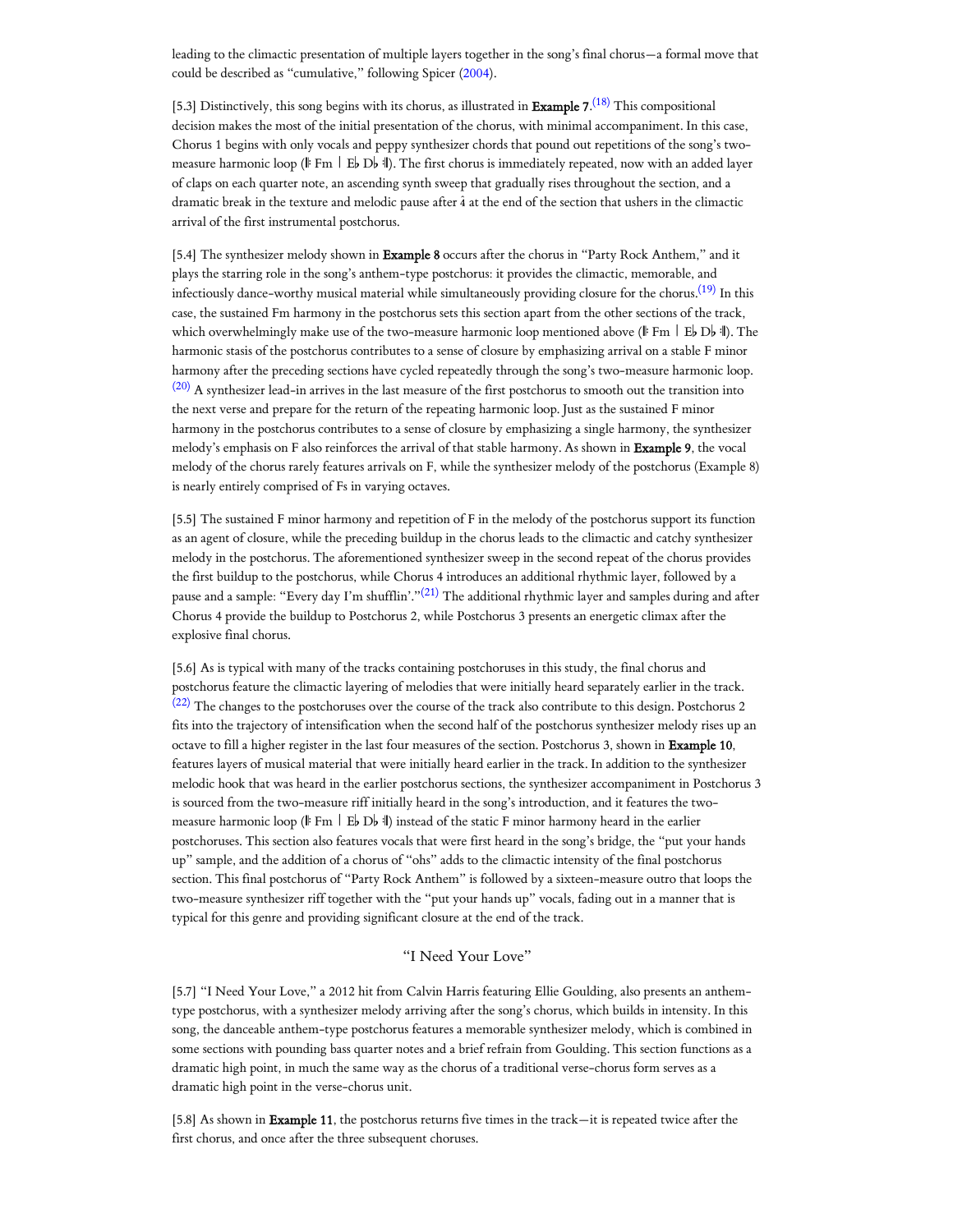leading to the climactic presentation of multiple layers together in the song's final chorus—a formal move that could be described as "cumulative," following Spicer (2004).

[5.3] Distinctively, this song begins with its chorus, as illustrated in **Example 7**.[18] This compositional decision makes the most of the initial presentation of the chorus, with minimal accompaniment. In this case, Chorus 1 begins with only vocals and peppy synthesizer chords that pound out repetitions of the song's two-measure harmonic loop (𝄆 Fm | E♭ D♭ 𝄇). The first chorus is immediately repeated, now with an added layer of claps on each quarter note, an ascending synth sweep that gradually rises throughout the section, and a dramatic break in the texture and melodic pause after $\hat{4}$ at the end of the section that ushers in the climactic arrival of the first instrumental postchorus.

[5.4] The synthesizer melody shown in **Example 8** occurs after the chorus in "Party Rock Anthem," and it plays the starring role in the song's anthem-type postchorus: it provides the climactic, memorable, and infectiously dance-worthy musical material while simultaneously providing closure for the chorus.[19] In this case, the sustained Fm harmony in the postchorus sets this section apart from the other sections of the track, which overwhelmingly make use of the two-measure harmonic loop mentioned above (𝄆 Fm | E♭ D♭ 𝄇). The harmonic stasis of the postchorus contributes to a sense of closure by emphasizing arrival on a stable F minor harmony after the preceding sections have cycled repeatedly through the song's two-measure harmonic loop.[20] A synthesizer lead-in arrives in the last measure of the first postchorus to smooth out the transition into the next verse and prepare for the return of the repeating harmonic loop. Just as the sustained F minor harmony in the postchorus contributes to a sense of closure by emphasizing a single harmony, the synthesizer melody's emphasis on F also reinforces the arrival of that stable harmony. As shown in **Example 9**, the vocal melody of the chorus rarely features arrivals on F, while the synthesizer melody of the postchorus (Example 8) is nearly entirely comprised of Fs in varying octaves.

[5.5] The sustained F minor harmony and repetition of F in the melody of the postchorus support its function as an agent of closure, while the preceding buildup in the chorus leads to the climactic and catchy synthesizer melody in the postchorus. The aforementioned synthesizer sweep in the second repeat of the chorus provides the first buildup to the postchorus, while Chorus 4 introduces an additional rhythmic layer, followed by a pause and a sample: "Every day I'm shufflin'."[21] The additional rhythmic layer and samples during and after Chorus 4 provide the buildup to Postchorus 2, while Postchorus 3 presents an energetic climax after the explosive final chorus.

[5.6] As is typical with many of the tracks containing postchoruses in this study, the final chorus and postchorus feature the climactic layering of melodies that were initially heard separately earlier in the track.[22] The changes to the postchoruses over the course of the track also contribute to this design. Postchorus 2 fits into the trajectory of intensification when the second half of the postchorus synthesizer melody rises up an octave to fill a higher register in the last four measures of the section. Postchorus 3, shown in **Example 10**, features layers of musical material that were initially heard earlier in the track. In addition to the synthesizer melodic hook that was heard in the earlier postchorus sections, the synthesizer accompaniment in Postchorus 3 is sourced from the two-measure riff initially heard in the song's introduction, and it features the two-measure harmonic loop (𝄆 Fm | E♭ D♭ 𝄇) instead of the static F minor harmony heard in the earlier postchoruses. This section also features vocals that were first heard in the song's bridge, the "put your hands up" sample, and the addition of a chorus of "ohs" adds to the climactic intensity of the final postchorus section. This final postchorus of "Party Rock Anthem" is followed by a sixteen-measure outro that loops the two-measure synthesizer riff together with the "put your hands up" vocals, fading out in a manner that is typical for this genre and providing significant closure at the end of the track.

### "I Need Your Love"

[5.7] "I Need Your Love," a 2012 hit from Calvin Harris featuring Ellie Goulding, also presents an anthem-type postchorus, with a synthesizer melody arriving after the song's chorus, which builds in intensity. In this song, the danceable anthem-type postchorus features a memorable synthesizer melody, which is combined in some sections with pounding bass quarter notes and a brief refrain from Goulding. This section functions as a dramatic high point, in much the same way as the chorus of a traditional verse-chorus form serves as a dramatic high point in the verse-chorus unit.

[5.8] As shown in **Example 11**, the postchorus returns five times in the track—it is repeated twice after the first chorus, and once after the three subsequent choruses.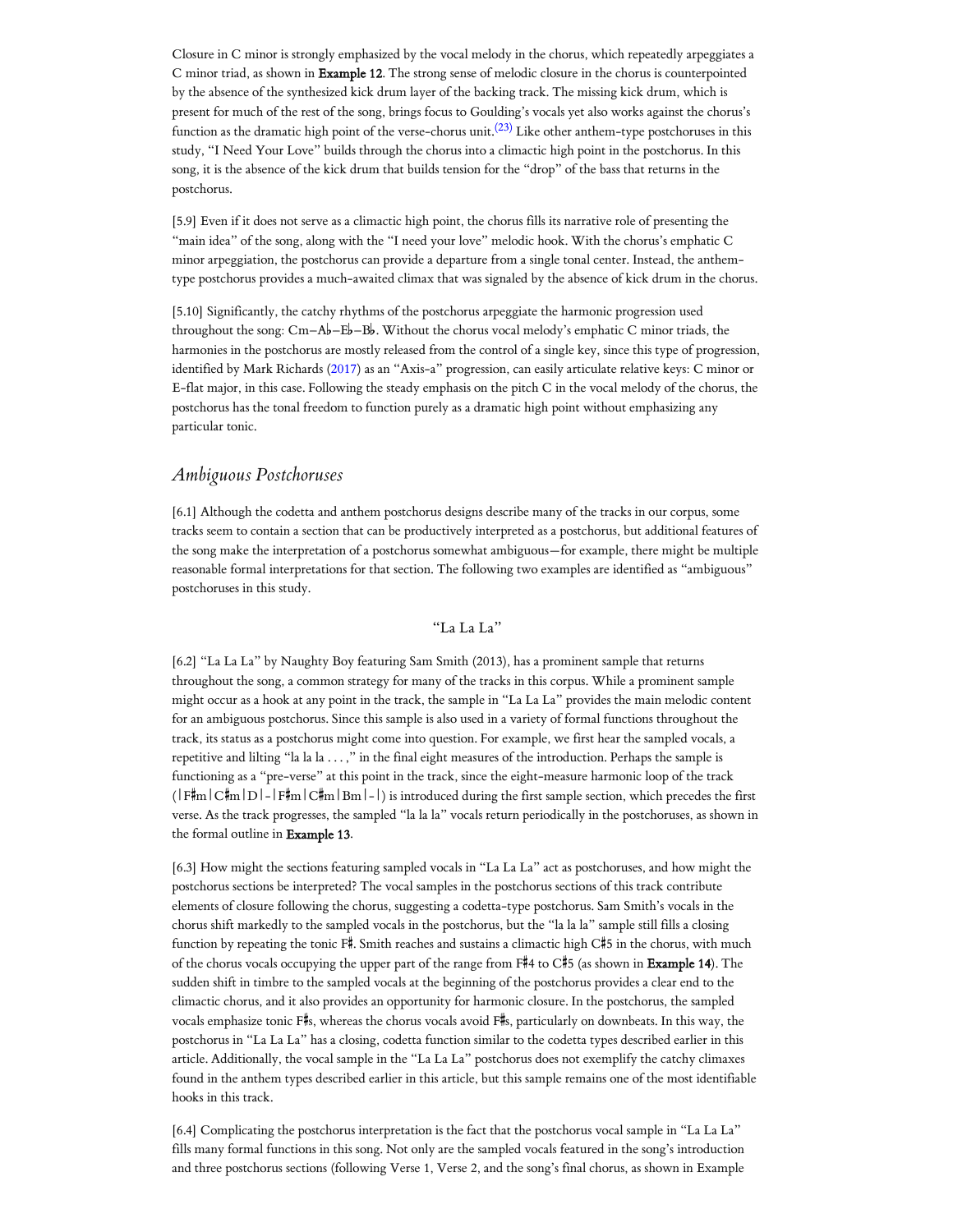Closure in C minor is strongly emphasized by the vocal melody in the chorus, which repeatedly arpeggiates a C minor triad, as shown in **Example 12**. The strong sense of melodic closure in the chorus is counterpointed by the absence of the synthesized kick drum layer of the backing track. The missing kick drum, which is present for much of the rest of the song, brings focus to Goulding's vocals yet also works against the chorus's function as the dramatic high point of the verse-chorus unit.[(23)] Like other anthem-type postchoruses in this study, "I Need Your Love" builds through the chorus into a climactic high point in the postchorus. In this song, it is the absence of the kick drum that builds tension for the "drop" of the bass that returns in the postchorus.

[5.9] Even if it does not serve as a climactic high point, the chorus fills its narrative role of presenting the "main idea" of the song, along with the "I need your love" melodic hook. With the chorus's emphatic C minor arpeggiation, the postchorus can provide a departure from a single tonal center. Instead, the anthem-type postchorus provides a much-awaited climax that was signaled by the absence of kick drum in the chorus.

[5.10] Significantly, the catchy rhythms of the postchorus arpeggiate the harmonic progression used throughout the song: Cm–A♭–E♭–B♭. Without the chorus vocal melody's emphatic C minor triads, the harmonies in the postchorus are mostly released from the control of a single key, since this type of progression, identified by Mark Richards (2017) as an "Axis-a" progression, can easily articulate relative keys: C minor or E-flat major, in this case. Following the steady emphasis on the pitch C in the vocal melody of the chorus, the postchorus has the tonal freedom to function purely as a dramatic high point without emphasizing any particular tonic.

## *Ambiguous Postchoruses*

[6.1] Although the codetta and anthem postchorus designs describe many of the tracks in our corpus, some tracks seem to contain a section that can be productively interpreted as a postchorus, but additional features of the song make the interpretation of a postchorus somewhat ambiguous—for example, there might be multiple reasonable formal interpretations for that section. The following two examples are identified as "ambiguous" postchoruses in this study.

### "La La La"

[6.2] "La La La" by Naughty Boy featuring Sam Smith (2013), has a prominent sample that returns throughout the song, a common strategy for many of the tracks in this corpus. While a prominent sample might occur as a hook at any point in the track, the sample in "La La La" provides the main melodic content for an ambiguous postchorus. Since this sample is also used in a variety of formal functions throughout the track, its status as a postchorus might come into question. For example, we first hear the sampled vocals, a repetitive and lilting "la la la . . . ," in the final eight measures of the introduction. Perhaps the sample is functioning as a "pre-verse" at this point in the track, since the eight-measure harmonic loop of the track (|F♯m|C♯m|D|-|F♯m|C♯m|Bm|-|) is introduced during the first sample section, which precedes the first verse. As the track progresses, the sampled "la la la" vocals return periodically in the postchoruses, as shown in the formal outline in **Example 13**.

[6.3] How might the sections featuring sampled vocals in "La La La" act as postchoruses, and how might the postchorus sections be interpreted? The vocal samples in the postchorus sections of this track contribute elements of closure following the chorus, suggesting a codetta-type postchorus. Sam Smith's vocals in the chorus shift markedly to the sampled vocals in the postchorus, but the "la la la" sample still fills a closing function by repeating the tonic F♯. Smith reaches and sustains a climactic high C♯5 in the chorus, with much of the chorus vocals occupying the upper part of the range from F♯4 to C♯5 (as shown in **Example 14**). The sudden shift in timbre to the sampled vocals at the beginning of the postchorus provides a clear end to the climactic chorus, and it also provides an opportunity for harmonic closure. In the postchorus, the sampled vocals emphasize tonic F♯s, whereas the chorus vocals avoid F♯s, particularly on downbeats. In this way, the postchorus in "La La La" has a closing, codetta function similar to the codetta types described earlier in this article. Additionally, the vocal sample in the "La La La" postchorus does not exemplify the catchy climaxes found in the anthem types described earlier in this article, but this sample remains one of the most identifiable hooks in this track.

[6.4] Complicating the postchorus interpretation is the fact that the postchorus vocal sample in "La La La" fills many formal functions in this song. Not only are the sampled vocals featured in the song's introduction and three postchorus sections (following Verse 1, Verse 2, and the song's final chorus, as shown in Example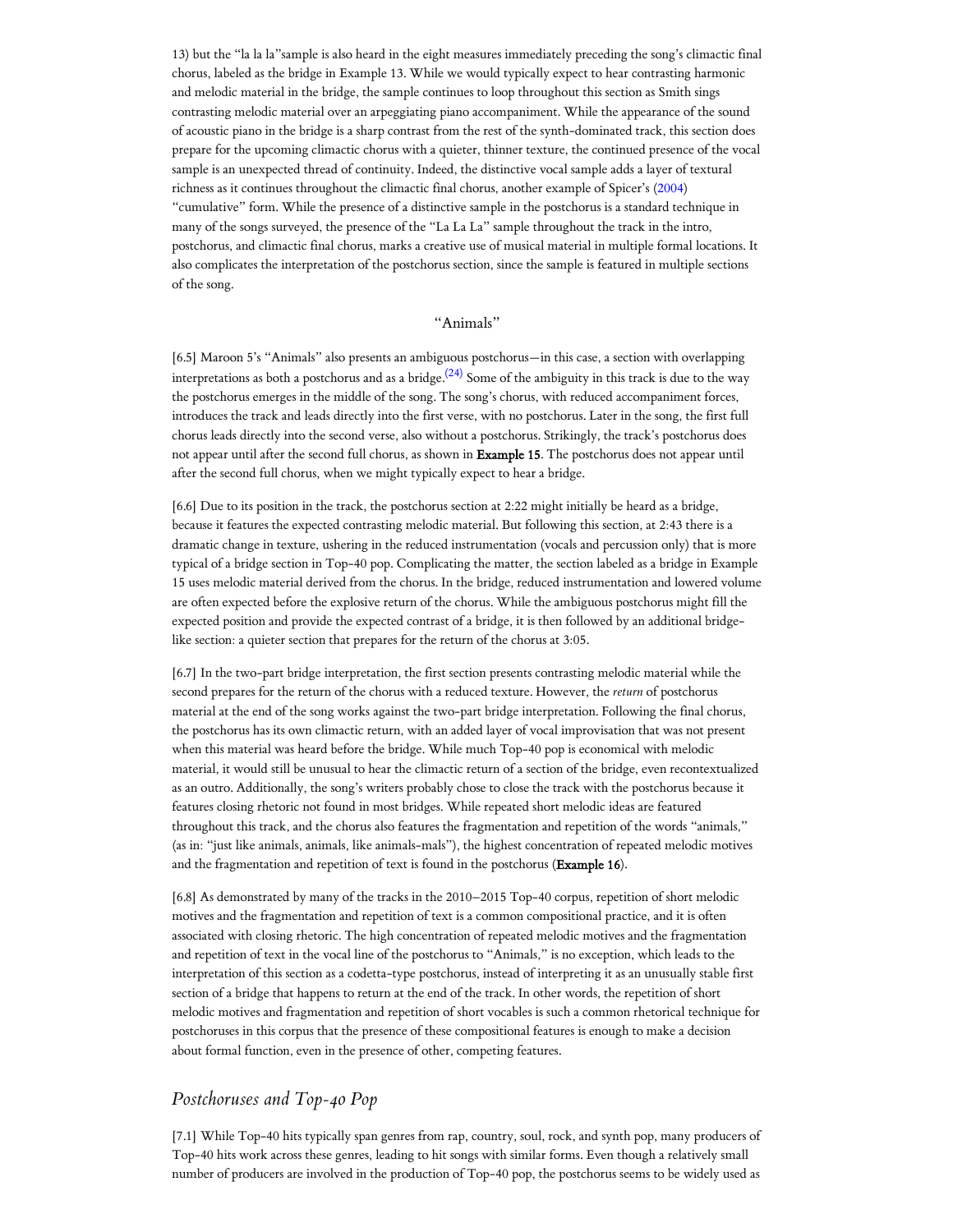13) but the "la la la"sample is also heard in the eight measures immediately preceding the song's climactic final chorus, labeled as the bridge in Example 13. While we would typically expect to hear contrasting harmonic and melodic material in the bridge, the sample continues to loop throughout this section as Smith sings contrasting melodic material over an arpeggiating piano accompaniment. While the appearance of the sound of acoustic piano in the bridge is a sharp contrast from the rest of the synth-dominated track, this section does prepare for the upcoming climactic chorus with a quieter, thinner texture, the continued presence of the vocal sample is an unexpected thread of continuity. Indeed, the distinctive vocal sample adds a layer of textural richness as it continues throughout the climactic final chorus, another example of Spicer's (2004) "cumulative" form. While the presence of a distinctive sample in the postchorus is a standard technique in many of the songs surveyed, the presence of the "La La La" sample throughout the track in the intro, postchorus, and climactic final chorus, marks a creative use of musical material in multiple formal locations. It also complicates the interpretation of the postchorus section, since the sample is featured in multiple sections of the song.

### "Animals"

[6.5] Maroon 5's "Animals" also presents an ambiguous postchorus—in this case, a section with overlapping interpretations as both a postchorus and as a bridge.[24] Some of the ambiguity in this track is due to the way the postchorus emerges in the middle of the song. The song's chorus, with reduced accompaniment forces, introduces the track and leads directly into the first verse, with no postchorus. Later in the song, the first full chorus leads directly into the second verse, also without a postchorus. Strikingly, the track's postchorus does not appear until after the second full chorus, as shown in **Example 15**. The postchorus does not appear until after the second full chorus, when we might typically expect to hear a bridge.

[6.6] Due to its position in the track, the postchorus section at 2:22 might initially be heard as a bridge, because it features the expected contrasting melodic material. But following this section, at 2:43 there is a dramatic change in texture, ushering in the reduced instrumentation (vocals and percussion only) that is more typical of a bridge section in Top-40 pop. Complicating the matter, the section labeled as a bridge in Example 15 uses melodic material derived from the chorus. In the bridge, reduced instrumentation and lowered volume are often expected before the explosive return of the chorus. While the ambiguous postchorus might fill the expected position and provide the expected contrast of a bridge, it is then followed by an additional bridge-like section: a quieter section that prepares for the return of the chorus at 3:05.

[6.7] In the two-part bridge interpretation, the first section presents contrasting melodic material while the second prepares for the return of the chorus with a reduced texture. However, the *return* of postchorus material at the end of the song works against the two-part bridge interpretation. Following the final chorus, the postchorus has its own climactic return, with an added layer of vocal improvisation that was not present when this material was heard before the bridge. While much Top-40 pop is economical with melodic material, it would still be unusual to hear the climactic return of a section of the bridge, even recontextualized as an outro. Additionally, the song's writers probably chose to close the track with the postchorus because it features closing rhetoric not found in most bridges. While repeated short melodic ideas are featured throughout this track, and the chorus also features the fragmentation and repetition of the words "animals," (as in: "just like animals, animals, like animals-mals"), the highest concentration of repeated melodic motives and the fragmentation and repetition of text is found in the postchorus (**Example 16**).

[6.8] As demonstrated by many of the tracks in the 2010–2015 Top-40 corpus, repetition of short melodic motives and the fragmentation and repetition of text is a common compositional practice, and it is often associated with closing rhetoric. The high concentration of repeated melodic motives and the fragmentation and repetition of text in the vocal line of the postchorus to "Animals," is no exception, which leads to the interpretation of this section as a codetta-type postchorus, instead of interpreting it as an unusually stable first section of a bridge that happens to return at the end of the track. In other words, the repetition of short melodic motives and fragmentation and repetition of short vocables is such a common rhetorical technique for postchoruses in this corpus that the presence of these compositional features is enough to make a decision about formal function, even in the presence of other, competing features.

## *Postchoruses and Top-40 Pop*

[7.1] While Top-40 hits typically span genres from rap, country, soul, rock, and synth pop, many producers of Top-40 hits work across these genres, leading to hit songs with similar forms. Even though a relatively small number of producers are involved in the production of Top-40 pop, the postchorus seems to be widely used as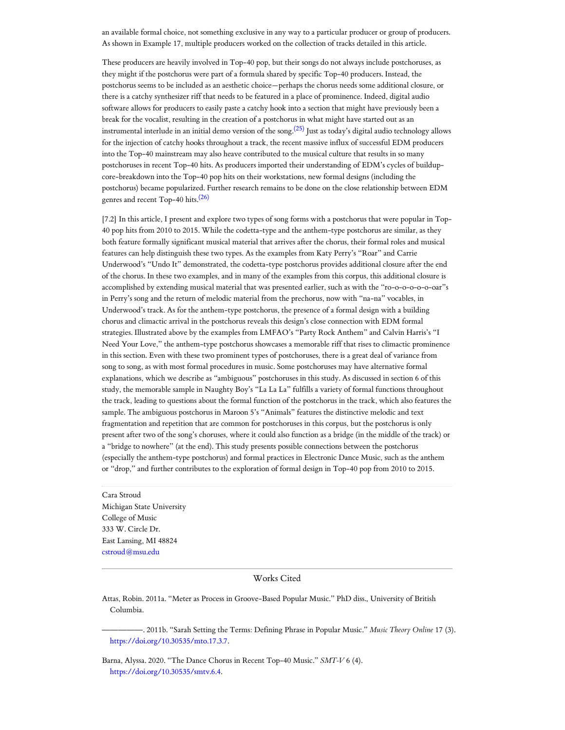an available formal choice, not something exclusive in any way to a particular producer or group of producers. As shown in Example 17, multiple producers worked on the collection of tracks detailed in this article.

These producers are heavily involved in Top-40 pop, but their songs do not always include postchoruses, as they might if the postchorus were part of a formula shared by specific Top-40 producers. Instead, the postchorus seems to be included as an aesthetic choice—perhaps the chorus needs some additional closure, or there is a catchy synthesizer riff that needs to be featured in a place of prominence. Indeed, digital audio software allows for producers to easily paste a catchy hook into a section that might have previously been a break for the vocalist, resulting in the creation of a postchorus in what might have started out as an instrumental interlude in an initial demo version of the song.(25) Just as today's digital audio technology allows for the injection of catchy hooks throughout a track, the recent massive influx of successful EDM producers into the Top-40 mainstream may also heave contributed to the musical culture that results in so many postchoruses in recent Top-40 hits. As producers imported their understanding of EDM's cycles of buildup-core-breakdown into the Top-40 pop hits on their workstations, new formal designs (including the postchorus) became popularized. Further research remains to be done on the close relationship between EDM genres and recent Top-40 hits.(26)

[7.2] In this article, I present and explore two types of song forms with a postchorus that were popular in Top-40 pop hits from 2010 to 2015. While the codetta-type and the anthem-type postchorus are similar, as they both feature formally significant musical material that arrives after the chorus, their formal roles and musical features can help distinguish these two types. As the examples from Katy Perry's "Roar" and Carrie Underwood's "Undo It" demonstrated, the codetta-type postchorus provides additional closure after the end of the chorus. In these two examples, and in many of the examples from this corpus, this additional closure is accomplished by extending musical material that was presented earlier, such as with the "ro-o-o-o-o-o-oar"s in Perry's song and the return of melodic material from the prechorus, now with "na-na" vocables, in Underwood's track. As for the anthem-type postchorus, the presence of a formal design with a building chorus and climactic arrival in the postchorus reveals this design's close connection with EDM formal strategies. Illustrated above by the examples from LMFAO's "Party Rock Anthem" and Calvin Harris's "I Need Your Love," the anthem-type postchorus showcases a memorable riff that rises to climactic prominence in this section. Even with these two prominent types of postchoruses, there is a great deal of variance from song to song, as with most formal procedures in music. Some postchoruses may have alternative formal explanations, which we describe as "ambiguous" postchoruses in this study. As discussed in section 6 of this study, the memorable sample in Naughty Boy's "La La La" fulfills a variety of formal functions throughout the track, leading to questions about the formal function of the postchorus in the track, which also features the sample. The ambiguous postchorus in Maroon 5's "Animals" features the distinctive melodic and text fragmentation and repetition that are common for postchoruses in this corpus, but the postchorus is only present after two of the song's choruses, where it could also function as a bridge (in the middle of the track) or a "bridge to nowhere" (at the end). This study presents possible connections between the postchorus (especially the anthem-type postchorus) and formal practices in Electronic Dance Music, such as the anthem or "drop," and further contributes to the exploration of formal design in Top-40 pop from 2010 to 2015.

---

Cara Stroud
Michigan State University
College of Music
333 W. Circle Dr.
East Lansing, MI 48824
cstroud@msu.edu

---

## Works Cited

Attas, Robin. 2011a. "Meter as Process in Groove-Based Popular Music." PhD diss., University of British Columbia.

—————. 2011b. "Sarah Setting the Terms: Defining Phrase in Popular Music." *Music Theory Online* 17 (3). https://doi.org/10.30535/mto.17.3.7.

Barna, Alyssa. 2020. "The Dance Chorus in Recent Top-40 Music." *SMT-V* 6 (4). https://doi.org/10.30535/smtv.6.4.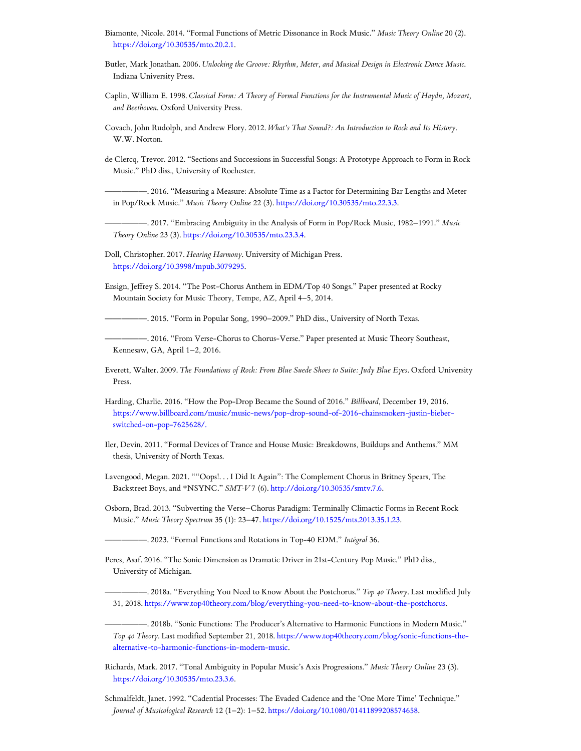Biamonte, Nicole. 2014. "Formal Functions of Metric Dissonance in Rock Music." *Music Theory Online* 20 (2). https://doi.org/10.30535/mto.20.2.1.

Butler, Mark Jonathan. 2006. *Unlocking the Groove: Rhythm, Meter, and Musical Design in Electronic Dance Music*. Indiana University Press.

Caplin, William E. 1998. *Classical Form: A Theory of Formal Functions for the Instrumental Music of Haydn, Mozart, and Beethoven*. Oxford University Press.

Covach, John Rudolph, and Andrew Flory. 2012. *What's That Sound?: An Introduction to Rock and Its History*. W.W. Norton.

de Clercq, Trevor. 2012. "Sections and Successions in Successful Songs: A Prototype Approach to Form in Rock Music." PhD diss., University of Rochester.

——————. 2016. "Measuring a Measure: Absolute Time as a Factor for Determining Bar Lengths and Meter in Pop/Rock Music." *Music Theory Online* 22 (3). https://doi.org/10.30535/mto.22.3.3.

——————. 2017. "Embracing Ambiguity in the Analysis of Form in Pop/Rock Music, 1982–1991." *Music Theory Online* 23 (3). https://doi.org/10.30535/mto.23.3.4.

Doll, Christopher. 2017. *Hearing Harmony*. University of Michigan Press. https://doi.org/10.3998/mpub.3079295.

Ensign, Jeffrey S. 2014. "The Post-Chorus Anthem in EDM/Top 40 Songs." Paper presented at Rocky Mountain Society for Music Theory, Tempe, AZ, April 4–5, 2014.

——————. 2015. "Form in Popular Song, 1990–2009." PhD diss., University of North Texas.

——————. 2016. "From Verse-Chorus to Chorus-Verse." Paper presented at Music Theory Southeast, Kennesaw, GA, April 1–2, 2016.

Everett, Walter. 2009. *The Foundations of Rock: From Blue Suede Shoes to Suite: Judy Blue Eyes*. Oxford University Press.

Harding, Charlie. 2016. "How the Pop-Drop Became the Sound of 2016." *Billboard*, December 19, 2016. https://www.billboard.com/music/music-news/pop-drop-sound-of-2016-chainsmokers-justin-bieber-switched-on-pop-7625628/.

Iler, Devin. 2011. "Formal Devices of Trance and House Music: Breakdowns, Buildups and Anthems." MM thesis, University of North Texas.

Lavengood, Megan. 2021. ""Oops!. . . I Did It Again": The Complement Chorus in Britney Spears, The Backstreet Boys, and *NSYNC." *SMT-V* 7 (6). http://doi.org/10.30535/smtv.7.6.

Osborn, Brad. 2013. "Subverting the Verse–Chorus Paradigm: Terminally Climactic Forms in Recent Rock Music." *Music Theory Spectrum* 35 (1): 23–47. https://doi.org/10.1525/mts.2013.35.1.23.

——————. 2023. "Formal Functions and Rotations in Top-40 EDM." *Intégral* 36.

Peres, Asaf. 2016. "The Sonic Dimension as Dramatic Driver in 21st-Century Pop Music." PhD diss., University of Michigan.

——————. 2018a. "Everything You Need to Know About the Postchorus." *Top 40 Theory*. Last modified July 31, 2018. https://www.top40theory.com/blog/everything-you-need-to-know-about-the-postchorus.

——————. 2018b. "Sonic Functions: The Producer's Alternative to Harmonic Functions in Modern Music." *Top 40 Theory*. Last modified September 21, 2018. https://www.top40theory.com/blog/sonic-functions-the-alternative-to-harmonic-functions-in-modern-music.

Richards, Mark. 2017. "Tonal Ambiguity in Popular Music's Axis Progressions." *Music Theory Online* 23 (3). https://doi.org/10.30535/mto.23.3.6.

Schmalfeldt, Janet. 1992. "Cadential Processes: The Evaded Cadence and the 'One More Time' Technique." *Journal of Musicological Research* 12 (1–2): 1–52. https://doi.org/10.1080/01411899208574658.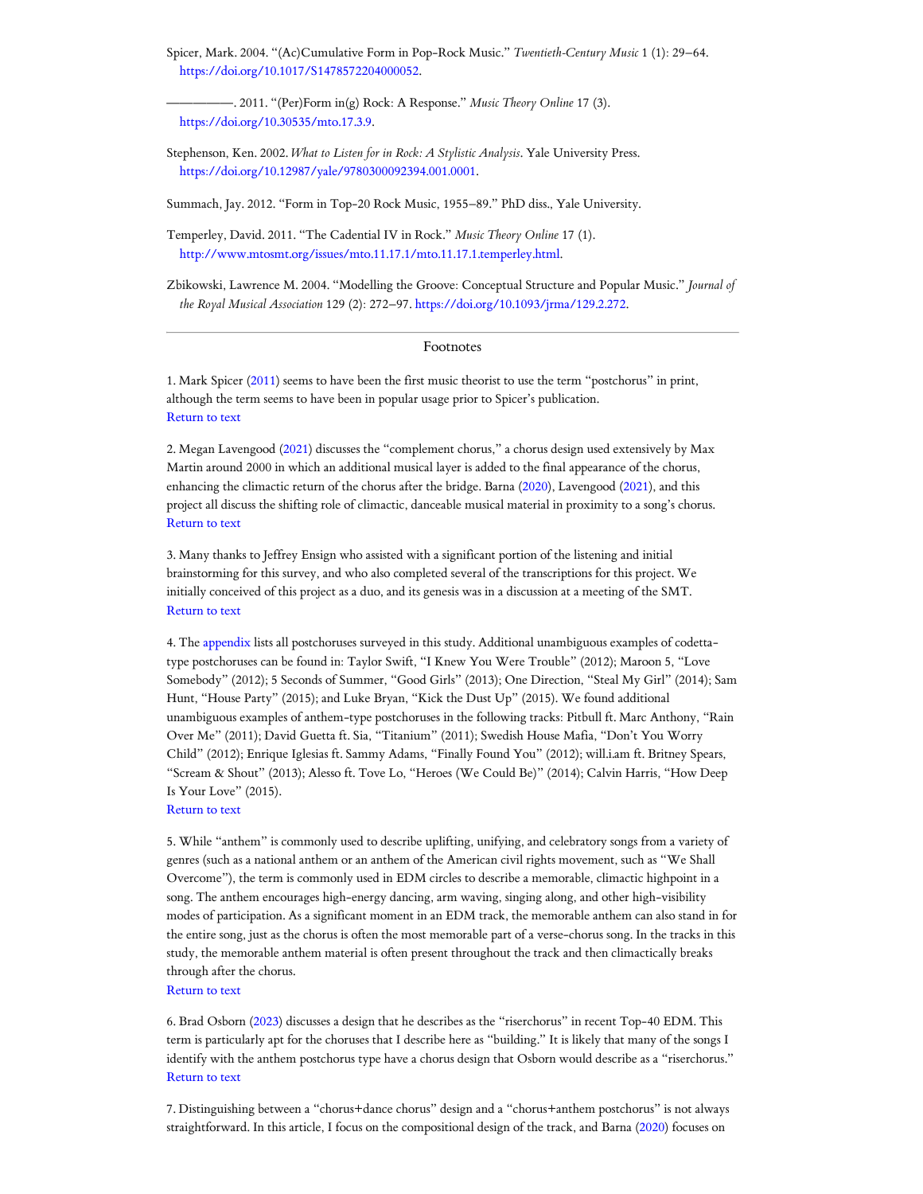Spicer, Mark. 2004. "(Ac)Cumulative Form in Pop-Rock Music." *Twentieth-Century Music* 1 (1): 29–64. https://doi.org/10.1017/S1478572204000052.

———. 2011. "(Per)Form in(g) Rock: A Response." *Music Theory Online* 17 (3). https://doi.org/10.30535/mto.17.3.9.

Stephenson, Ken. 2002. *What to Listen for in Rock: A Stylistic Analysis*. Yale University Press. https://doi.org/10.12987/yale/9780300092394.001.0001.

Summach, Jay. 2012. "Form in Top-20 Rock Music, 1955–89." PhD diss., Yale University.

Temperley, David. 2011. "The Cadential IV in Rock." *Music Theory Online* 17 (1). http://www.mtosmt.org/issues/mto.11.17.1/mto.11.17.1.temperley.html.

Zbikowski, Lawrence M. 2004. "Modelling the Groove: Conceptual Structure and Popular Music." *Journal of the Royal Musical Association* 129 (2): 272–97. https://doi.org/10.1093/jrma/129.2.272.

---

## Footnotes

1. Mark Spicer (2011) seems to have been the first music theorist to use the term "postchorus" in print, although the term seems to have been in popular usage prior to Spicer's publication.
Return to text

2. Megan Lavengood (2021) discusses the "complement chorus," a chorus design used extensively by Max Martin around 2000 in which an additional musical layer is added to the final appearance of the chorus, enhancing the climactic return of the chorus after the bridge. Barna (2020), Lavengood (2021), and this project all discuss the shifting role of climactic, danceable musical material in proximity to a song's chorus.
Return to text

3. Many thanks to Jeffrey Ensign who assisted with a significant portion of the listening and initial brainstorming for this survey, and who also completed several of the transcriptions for this project. We initially conceived of this project as a duo, and its genesis was in a discussion at a meeting of the SMT.
Return to text

4. The appendix lists all postchoruses surveyed in this study. Additional unambiguous examples of codetta-type postchoruses can be found in: Taylor Swift, "I Knew You Were Trouble" (2012); Maroon 5, "Love Somebody" (2012); 5 Seconds of Summer, "Good Girls" (2013); One Direction, "Steal My Girl" (2014); Sam Hunt, "House Party" (2015); and Luke Bryan, "Kick the Dust Up" (2015). We found additional unambiguous examples of anthem-type postchoruses in the following tracks: Pitbull ft. Marc Anthony, "Rain Over Me" (2011); David Guetta ft. Sia, "Titanium" (2011); Swedish House Mafia, "Don't You Worry Child" (2012); Enrique Iglesias ft. Sammy Adams, "Finally Found You" (2012); will.i.am ft. Britney Spears, "Scream & Shout" (2013); Alesso ft. Tove Lo, "Heroes (We Could Be)" (2014); Calvin Harris, "How Deep Is Your Love" (2015).
Return to text

5. While "anthem" is commonly used to describe uplifting, unifying, and celebratory songs from a variety of genres (such as a national anthem or an anthem of the American civil rights movement, such as "We Shall Overcome"), the term is commonly used in EDM circles to describe a memorable, climactic highpoint in a song. The anthem encourages high-energy dancing, arm waving, singing along, and other high-visibility modes of participation. As a significant moment in an EDM track, the memorable anthem can also stand in for the entire song, just as the chorus is often the most memorable part of a verse-chorus song. In the tracks in this study, the memorable anthem material is often present throughout the track and then climactically breaks through after the chorus.
Return to text

6. Brad Osborn (2023) discusses a design that he describes as the "riserchorus" in recent Top-40 EDM. This term is particularly apt for the choruses that I describe here as "building." It is likely that many of the songs I identify with the anthem postchorus type have a chorus design that Osborn would describe as a "riserchorus."
Return to text

7. Distinguishing between a "chorus+dance chorus" design and a "chorus+anthem postchorus" is not always straightforward. In this article, I focus on the compositional design of the track, and Barna (2020) focuses on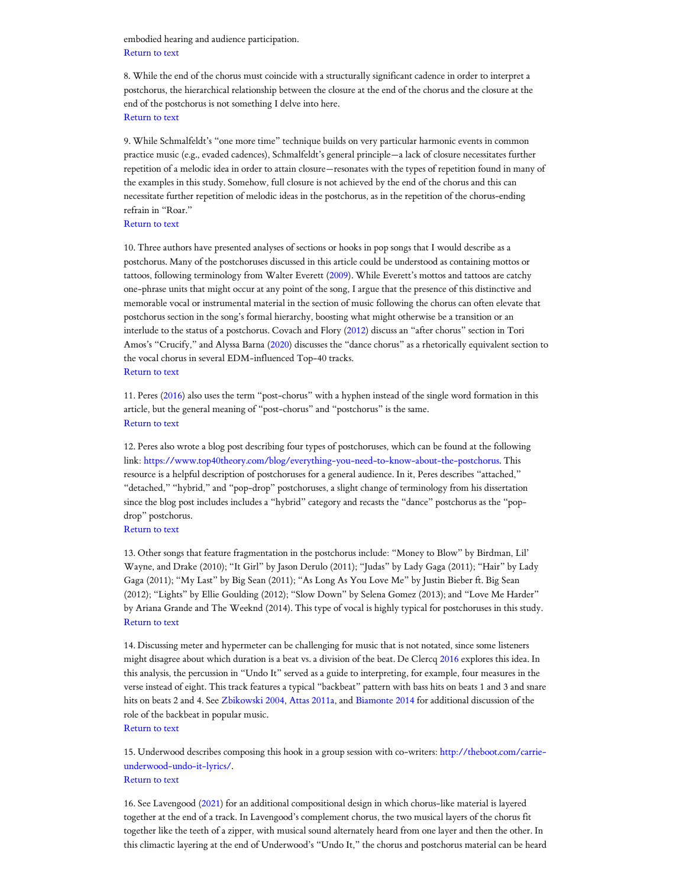embodied hearing and audience participation.
Return to text

8. While the end of the chorus must coincide with a structurally significant cadence in order to interpret a postchorus, the hierarchical relationship between the closure at the end of the chorus and the closure at the end of the postchorus is not something I delve into here.
Return to text

9. While Schmalfeldt's "one more time" technique builds on very particular harmonic events in common practice music (e.g., evaded cadences), Schmalfeldt's general principle—a lack of closure necessitates further repetition of a melodic idea in order to attain closure—resonates with the types of repetition found in many of the examples in this study. Somehow, full closure is not achieved by the end of the chorus and this can necessitate further repetition of melodic ideas in the postchorus, as in the repetition of the chorus-ending refrain in "Roar."
Return to text

10. Three authors have presented analyses of sections or hooks in pop songs that I would describe as a postchorus. Many of the postchoruses discussed in this article could be understood as containing mottos or tattoos, following terminology from Walter Everett (2009). While Everett's mottos and tattoos are catchy one-phrase units that might occur at any point of the song, I argue that the presence of this distinctive and memorable vocal or instrumental material in the section of music following the chorus can often elevate that postchorus section in the song's formal hierarchy, boosting what might otherwise be a transition or an interlude to the status of a postchorus. Covach and Flory (2012) discuss an "after chorus" section in Tori Amos's "Crucify," and Alyssa Barna (2020) discusses the "dance chorus" as a rhetorically equivalent section to the vocal chorus in several EDM-influenced Top-40 tracks.
Return to text

11. Peres (2016) also uses the term "post-chorus" with a hyphen instead of the single word formation in this article, but the general meaning of "post-chorus" and "postchorus" is the same.
Return to text

12. Peres also wrote a blog post describing four types of postchoruses, which can be found at the following link: https://www.top40theory.com/blog/everything-you-need-to-know-about-the-postchorus. This resource is a helpful description of postchoruses for a general audience. In it, Peres describes "attached," "detached," "hybrid," and "pop-drop" postchoruses, a slight change of terminology from his dissertation since the blog post includes includes a "hybrid" category and recasts the "dance" postchorus as the "pop-drop" postchorus.
Return to text

13. Other songs that feature fragmentation in the postchorus include: "Money to Blow" by Birdman, Lil' Wayne, and Drake (2010); "It Girl" by Jason Derulo (2011); "Judas" by Lady Gaga (2011); "Hair" by Lady Gaga (2011); "My Last" by Big Sean (2011); "As Long As You Love Me" by Justin Bieber ft. Big Sean (2012); "Lights" by Ellie Goulding (2012); "Slow Down" by Selena Gomez (2013); and "Love Me Harder" by Ariana Grande and The Weeknd (2014). This type of vocal is highly typical for postchoruses in this study.
Return to text

14. Discussing meter and hypermeter can be challenging for music that is not notated, since some listeners might disagree about which duration is a beat vs. a division of the beat. De Clercq 2016 explores this idea. In this analysis, the percussion in "Undo It" served as a guide to interpreting, for example, four measures in the verse instead of eight. This track features a typical "backbeat" pattern with bass hits on beats 1 and 3 and snare hits on beats 2 and 4. See Zbikowski 2004, Attas 2011a, and Biamonte 2014 for additional discussion of the role of the backbeat in popular music.
Return to text

15. Underwood describes composing this hook in a group session with co-writers: http://theboot.com/carrie-underwood-undo-it-lyrics/.
Return to text

16. See Lavengood (2021) for an additional compositional design in which chorus-like material is layered together at the end of a track. In Lavengood's complement chorus, the two musical layers of the chorus fit together like the teeth of a zipper, with musical sound alternately heard from one layer and then the other. In this climactic layering at the end of Underwood's "Undo It," the chorus and postchorus material can be heard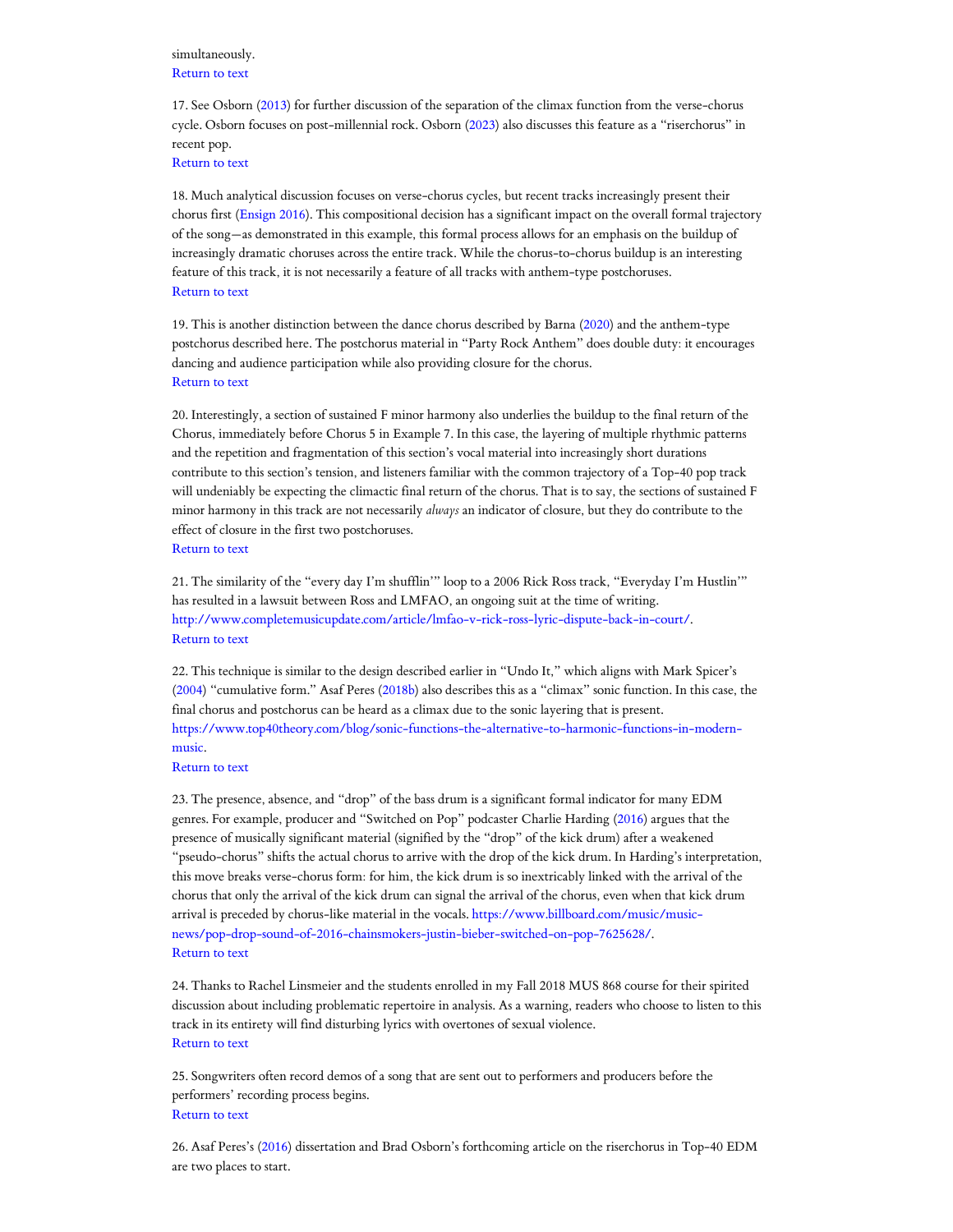simultaneously.
Return to text

17. See Osborn (2013) for further discussion of the separation of the climax function from the verse-chorus cycle. Osborn focuses on post-millennial rock. Osborn (2023) also discusses this feature as a "riserchorus" in recent pop.
Return to text

18. Much analytical discussion focuses on verse-chorus cycles, but recent tracks increasingly present their chorus first (Ensign 2016). This compositional decision has a significant impact on the overall formal trajectory of the song—as demonstrated in this example, this formal process allows for an emphasis on the buildup of increasingly dramatic choruses across the entire track. While the chorus-to-chorus buildup is an interesting feature of this track, it is not necessarily a feature of all tracks with anthem-type postchoruses.
Return to text

19. This is another distinction between the dance chorus described by Barna (2020) and the anthem-type postchorus described here. The postchorus material in "Party Rock Anthem" does double duty: it encourages dancing and audience participation while also providing closure for the chorus.
Return to text

20. Interestingly, a section of sustained F minor harmony also underlies the buildup to the final return of the Chorus, immediately before Chorus 5 in Example 7. In this case, the layering of multiple rhythmic patterns and the repetition and fragmentation of this section's vocal material into increasingly short durations contribute to this section's tension, and listeners familiar with the common trajectory of a Top-40 pop track will undeniably be expecting the climactic final return of the chorus. That is to say, the sections of sustained F minor harmony in this track are not necessarily *always* an indicator of closure, but they do contribute to the effect of closure in the first two postchoruses.
Return to text

21. The similarity of the "every day I'm shufflin'" loop to a 2006 Rick Ross track, "Everyday I'm Hustlin'" has resulted in a lawsuit between Ross and LMFAO, an ongoing suit at the time of writing. http://www.completemusicupdate.com/article/lmfao-v-rick-ross-lyric-dispute-back-in-court/.
Return to text

22. This technique is similar to the design described earlier in "Undo It," which aligns with Mark Spicer's (2004) "cumulative form." Asaf Peres (2018b) also describes this as a "climax" sonic function. In this case, the final chorus and postchorus can be heard as a climax due to the sonic layering that is present. https://www.top40theory.com/blog/sonic-functions-the-alternative-to-harmonic-functions-in-modern-music.
Return to text

23. The presence, absence, and "drop" of the bass drum is a significant formal indicator for many EDM genres. For example, producer and "Switched on Pop" podcaster Charlie Harding (2016) argues that the presence of musically significant material (signified by the "drop" of the kick drum) after a weakened "pseudo-chorus" shifts the actual chorus to arrive with the drop of the kick drum. In Harding's interpretation, this move breaks verse-chorus form: for him, the kick drum is so inextricably linked with the arrival of the chorus that only the arrival of the kick drum can signal the arrival of the chorus, even when that kick drum arrival is preceded by chorus-like material in the vocals. https://www.billboard.com/music/music-news/pop-drop-sound-of-2016-chainsmokers-justin-bieber-switched-on-pop-7625628/.
Return to text

24. Thanks to Rachel Linsmeier and the students enrolled in my Fall 2018 MUS 868 course for their spirited discussion about including problematic repertoire in analysis. As a warning, readers who choose to listen to this track in its entirety will find disturbing lyrics with overtones of sexual violence.
Return to text

25. Songwriters often record demos of a song that are sent out to performers and producers before the performers' recording process begins.
Return to text

26. Asaf Peres's (2016) dissertation and Brad Osborn's forthcoming article on the riserchorus in Top-40 EDM are two places to start.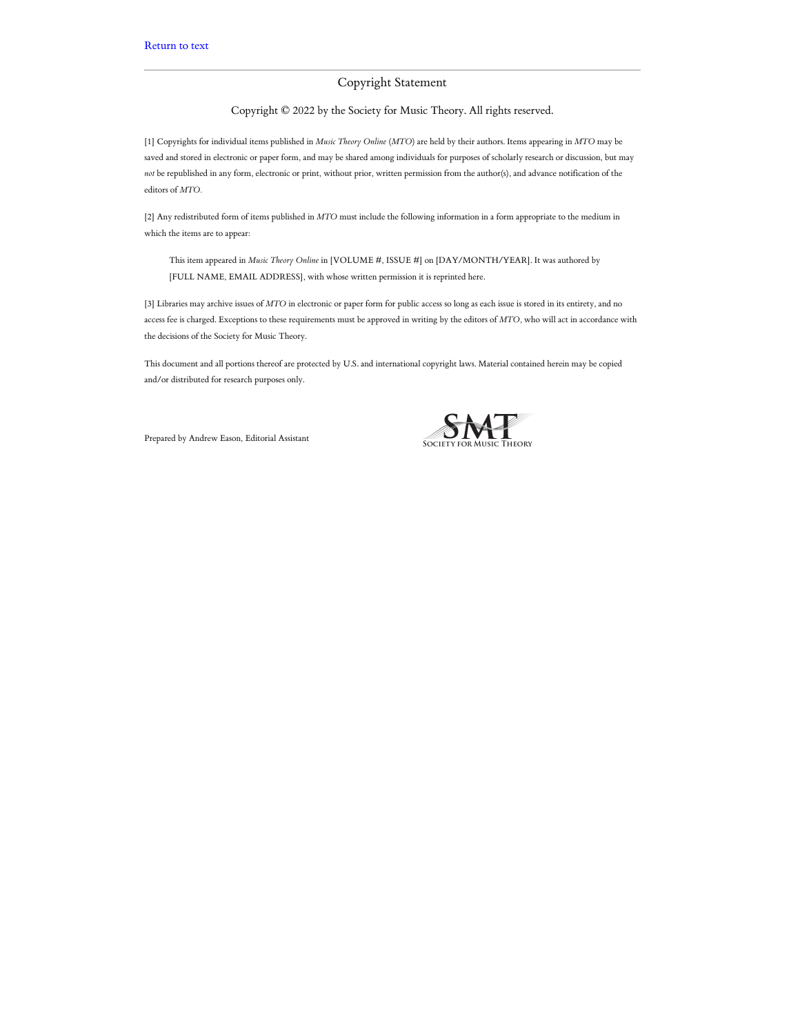Return to text

## Copyright Statement

Copyright © 2022 by the Society for Music Theory. All rights reserved.

[1] Copyrights for individual items published in *Music Theory Online* (*MTO*) are held by their authors. Items appearing in *MTO* may be saved and stored in electronic or paper form, and may be shared among individuals for purposes of scholarly research or discussion, but may *not* be republished in any form, electronic or print, without prior, written permission from the author(s), and advance notification of the editors of *MTO*.

[2] Any redistributed form of items published in *MTO* must include the following information in a form appropriate to the medium in which the items are to appear:

> This item appeared in *Music Theory Online* in [VOLUME #, ISSUE #] on [DAY/MONTH/YEAR]. It was authored by [FULL NAME, EMAIL ADDRESS], with whose written permission it is reprinted here.

[3] Libraries may archive issues of *MTO* in electronic or paper form for public access so long as each issue is stored in its entirety, and no access fee is charged. Exceptions to these requirements must be approved in writing by the editors of *MTO*, who will act in accordance with the decisions of the Society for Music Theory.

This document and all portions thereof are protected by U.S. and international copyright laws. Material contained herein may be copied and/or distributed for research purposes only.

Prepared by Andrew Eason, Editorial Assistant

SMT
Society for Music Theory